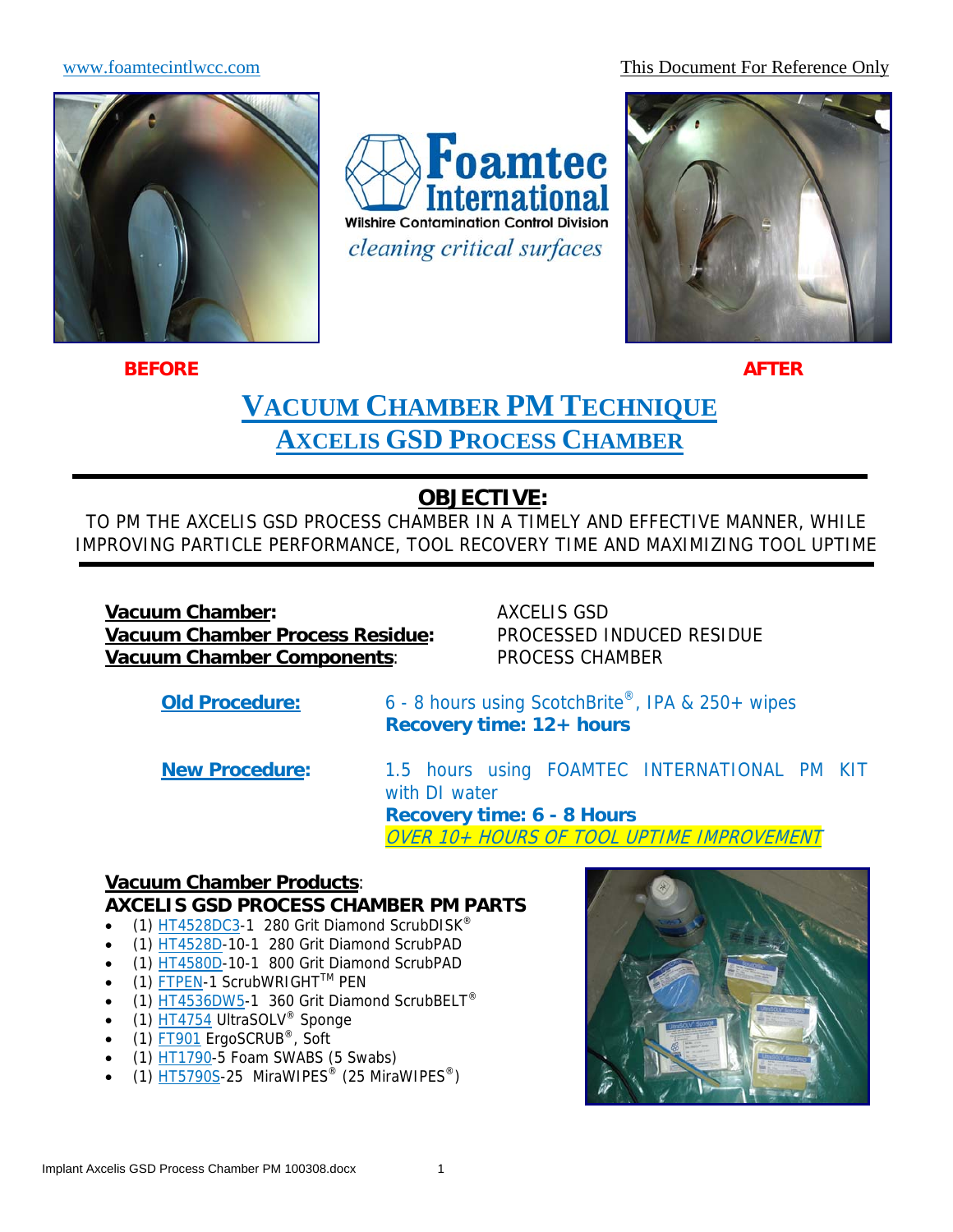www.foamtecintlwcc.com

This Document For Reference Only

Foamtec International
Wilshire Contamination Control Division
*cleaning critical surfaces*

**BEFORE** **AFTER**

# VACUUM CHAMBER PM TECHNIQUE
## AXCELIS GSD PROCESS CHAMBER

## OBJECTIVE:

TO PM THE AXCELIS GSD PROCESS CHAMBER IN A TIMELY AND EFFECTIVE MANNER, WHILE IMPROVING PARTICLE PERFORMANCE, TOOL RECOVERY TIME AND MAXIMIZING TOOL UPTIME

**Vacuum Chamber:** AXCELIS GSD
**Vacuum Chamber Process Residue:** PROCESSED INDUCED RESIDUE
**Vacuum Chamber Components:** PROCESS CHAMBER

**Old Procedure:** 6 - 8 hours using ScotchBrite®, IPA & 250+ wipes
**Recovery time: 12+ hours**

**New Procedure:** 1.5 hours using FOAMTEC INTERNATIONAL PM KIT with DI water
**Recovery time: 6 - 8 Hours**
*OVER 10+ HOURS OF TOOL UPTIME IMPROVEMENT*

**Vacuum Chamber Products:**
**AXCELIS GSD PROCESS CHAMBER PM PARTS**

- (1) HT4528DC3-1 280 Grit Diamond ScrubDISK®
- (1) HT4528D-10-1 280 Grit Diamond ScrubPAD
- (1) HT4580D-10-1 800 Grit Diamond ScrubPAD
- (1) FTPEN-1 ScrubWRIGHT™ PEN
- (1) HT4536DW5-1 360 Grit Diamond ScrubBELT®
- (1) HT4754 UltraSOLV® Sponge
- (1) FT901 ErgoSCRUB®, Soft
- (1) HT1790-5 Foam SWABS (5 Swabs)
- (1) HT5790S-25 MiraWIPES® (25 MiraWIPES®)

Implant Axcelis GSD Process Chamber PM 100308.docx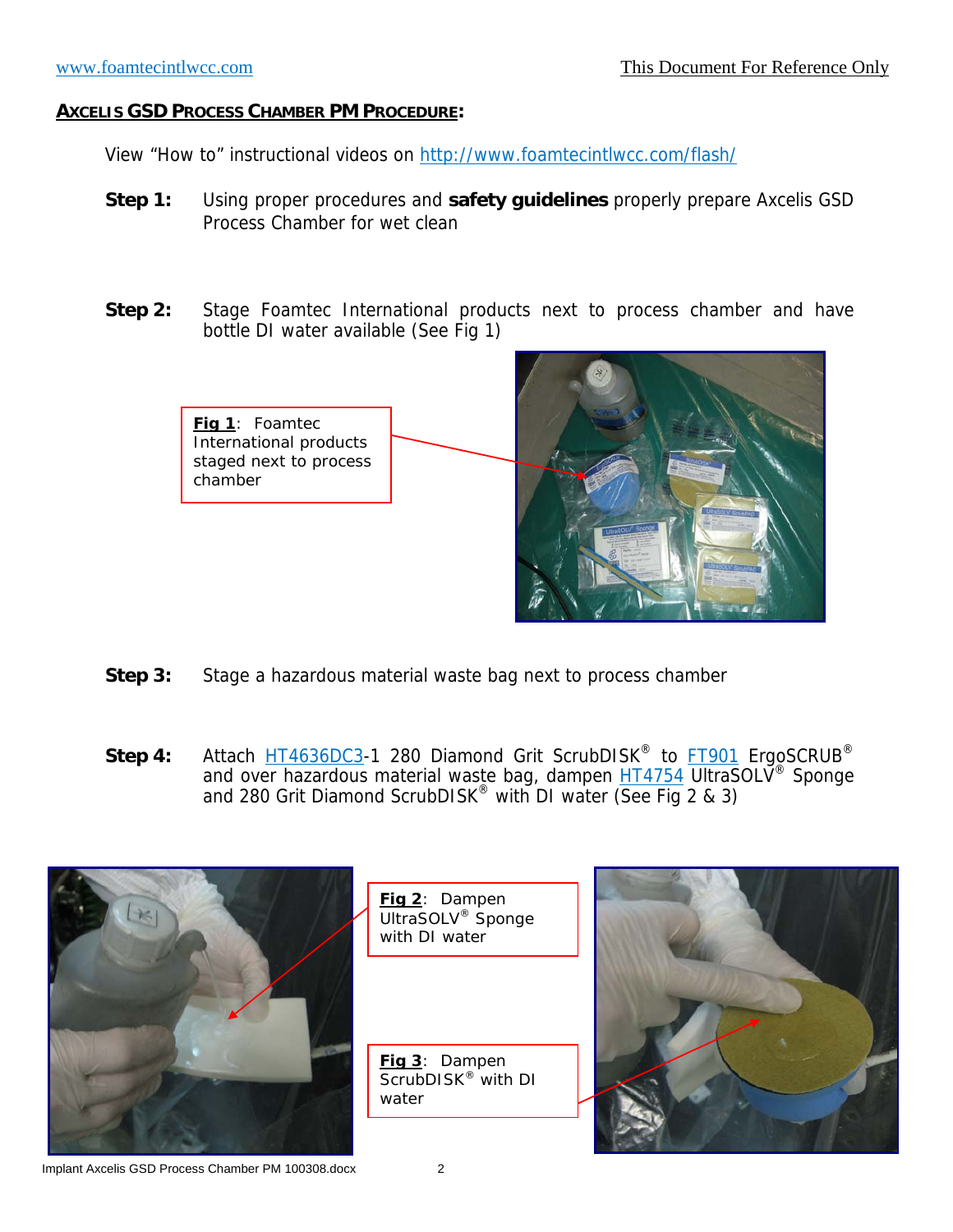**AXCELIS GSD PROCESS CHAMBER PM PROCEDURE:**

View "How to" instructional videos on http://www.foamtecintlwcc.com/flash/

**Step 1:** Using proper procedures and **safety guidelines** properly prepare Axcelis GSD Process Chamber for wet clean

**Step 2:** Stage Foamtec International products next to process chamber and have bottle DI water available (See Fig 1)

**Fig 1**: Foamtec International products staged next to process chamber

**Step 3:** Stage a hazardous material waste bag next to process chamber

**Step 4:** Attach HT4636DC3-1 280 Diamond Grit ScrubDISK® to FT901 ErgoSCRUB® and over hazardous material waste bag, dampen HT4754 UltraSOLV® Sponge and 280 Grit Diamond ScrubDISK® with DI water (See Fig 2 & 3)

**Fig 2**: Dampen UltraSOLV® Sponge with DI water

**Fig 3**: Dampen ScrubDISK® with DI water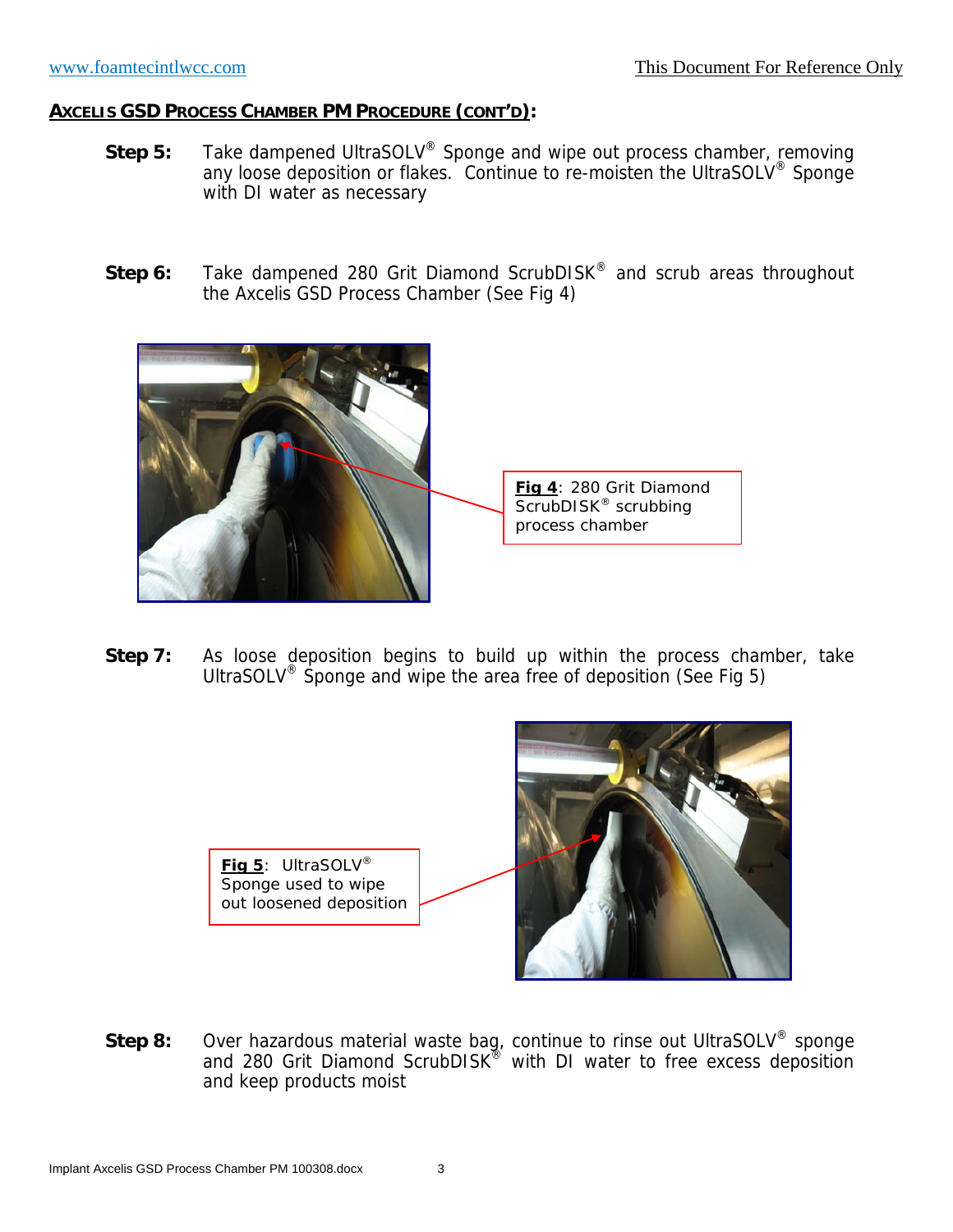## AXCELIS GSD PROCESS CHAMBER PM PROCEDURE (CONT'D):

**Step 5:** Take dampened UltraSOLV® Sponge and wipe out process chamber, removing any loose deposition or flakes. Continue to re-moisten the UltraSOLV® Sponge with DI water as necessary

**Step 6:** Take dampened 280 Grit Diamond ScrubDISK® and scrub areas throughout the Axcelis GSD Process Chamber (See Fig 4)

**Fig 4**: 280 Grit Diamond ScrubDISK® scrubbing process chamber

**Step 7:** As loose deposition begins to build up within the process chamber, take UltraSOLV® Sponge and wipe the area free of deposition (See Fig 5)

**Fig 5**: UltraSOLV® Sponge used to wipe out loosened deposition

**Step 8:** Over hazardous material waste bag, continue to rinse out UltraSOLV® sponge and 280 Grit Diamond ScrubDISK® with DI water to free excess deposition and keep products moist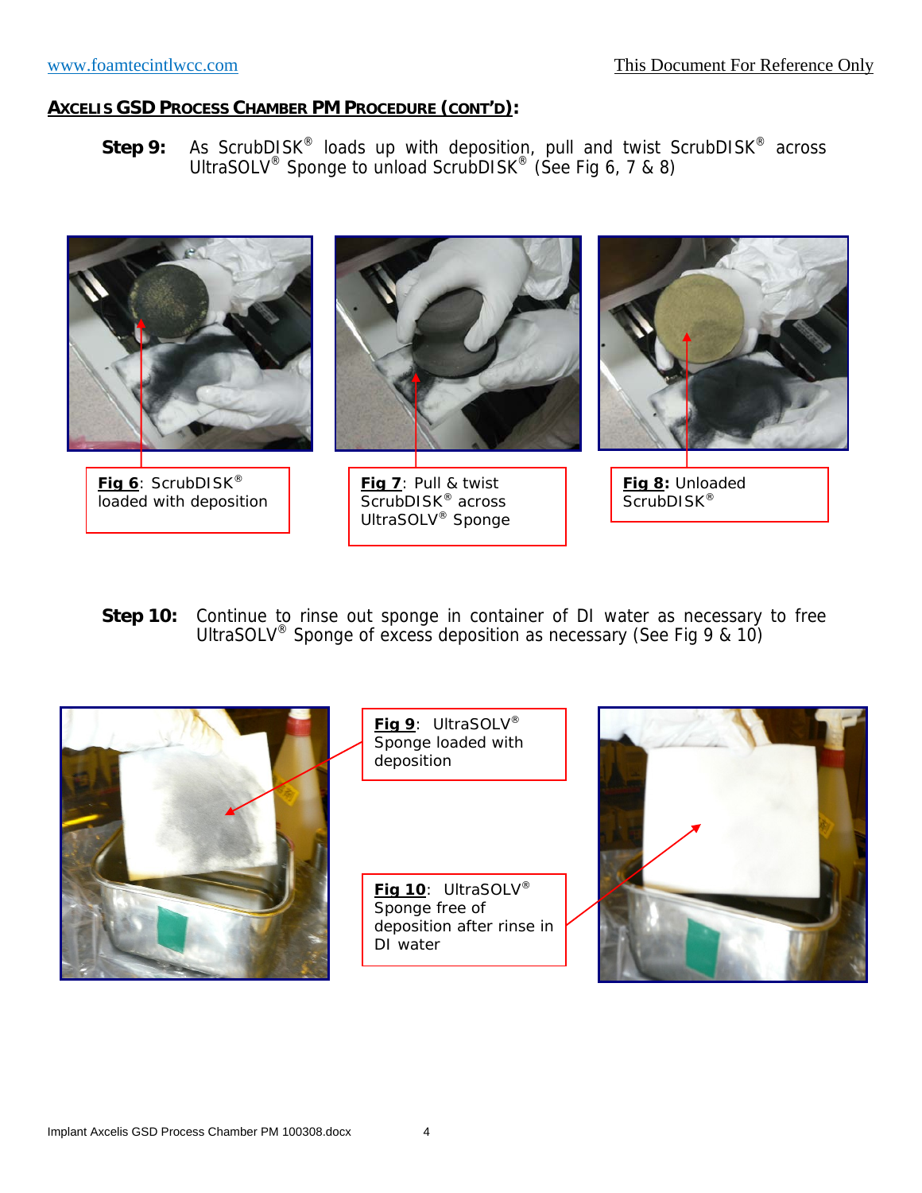## AXCELIS GSD PROCESS CHAMBER PM PROCEDURE (CONT'D):

**Step 9:** As ScrubDISK® loads up with deposition, pull and twist ScrubDISK® across UltraSOLV® Sponge to unload ScrubDISK® (See Fig 6, 7 & 8)

**Fig 6**: ScrubDISK® loaded with deposition

**Fig 7**: Pull & twist ScrubDISK® across UltraSOLV® Sponge

**Fig 8:** Unloaded ScrubDISK®

**Step 10:** Continue to rinse out sponge in container of DI water as necessary to free UltraSOLV® Sponge of excess deposition as necessary (See Fig 9 & 10)

**Fig 9**: UltraSOLV® Sponge loaded with deposition

**Fig 10**: UltraSOLV® Sponge free of deposition after rinse in DI water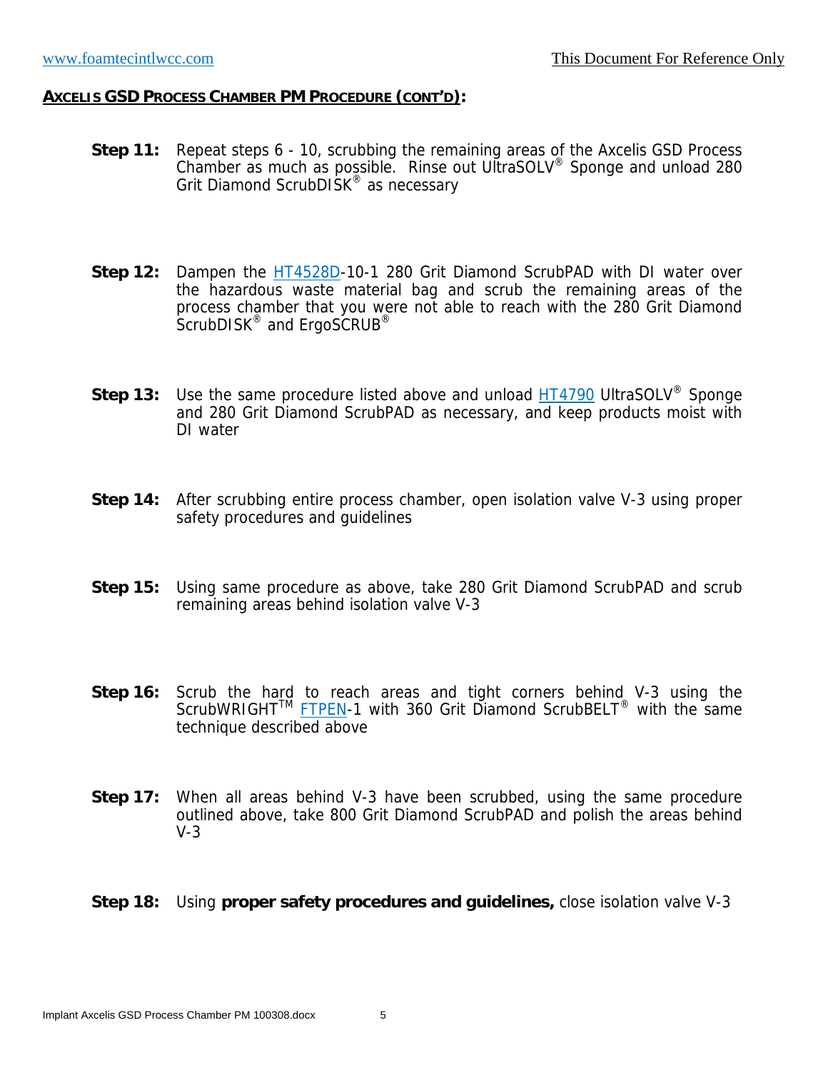**AXCELIS GSD PROCESS CHAMBER PM PROCEDURE (CONT'D):**

**Step 11:** Repeat steps 6 - 10, scrubbing the remaining areas of the Axcelis GSD Process Chamber as much as possible. Rinse out UltraSOLV® Sponge and unload 280 Grit Diamond ScrubDISK® as necessary

**Step 12:** Dampen the HT4528D-10-1 280 Grit Diamond ScrubPAD with DI water over the hazardous waste material bag and scrub the remaining areas of the process chamber that you were not able to reach with the 280 Grit Diamond ScrubDISK® and ErgoSCRUB®

**Step 13:** Use the same procedure listed above and unload HT4790 UltraSOLV® Sponge and 280 Grit Diamond ScrubPAD as necessary, and keep products moist with DI water

**Step 14:** After scrubbing entire process chamber, open isolation valve V-3 using proper safety procedures and guidelines

**Step 15:** Using same procedure as above, take 280 Grit Diamond ScrubPAD and scrub remaining areas behind isolation valve V-3

**Step 16:** Scrub the hard to reach areas and tight corners behind V-3 using the ScrubWRIGHT™ FTPEN-1 with 360 Grit Diamond ScrubBELT® with the same technique described above

**Step 17:** When all areas behind V-3 have been scrubbed, using the same procedure outlined above, take 800 Grit Diamond ScrubPAD and polish the areas behind V-3

**Step 18:** Using **proper safety procedures and guidelines,** close isolation valve V-3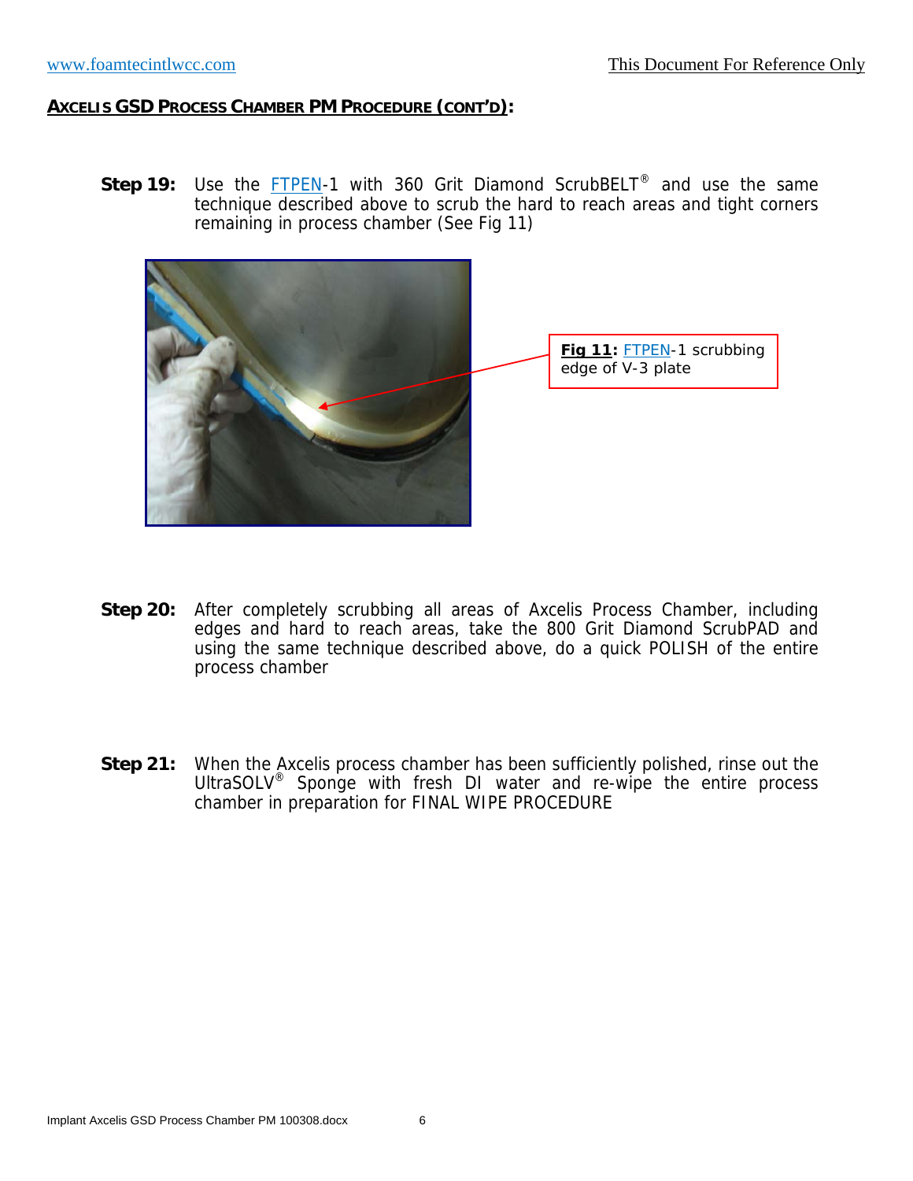## AXCELIS GSD PROCESS CHAMBER PM PROCEDURE (CONT'D):

**Step 19:** Use the FTPEN-1 with 360 Grit Diamond ScrubBELT® and use the same technique described above to scrub the hard to reach areas and tight corners remaining in process chamber (See Fig 11)

**Fig 11:** FTPEN-1 scrubbing edge of V-3 plate

**Step 20:** After completely scrubbing all areas of Axcelis Process Chamber, including edges and hard to reach areas, take the 800 Grit Diamond ScrubPAD and using the same technique described above, do a quick POLISH of the entire process chamber

**Step 21:** When the Axcelis process chamber has been sufficiently polished, rinse out the UltraSOLV® Sponge with fresh DI water and re-wipe the entire process chamber in preparation for FINAL WIPE PROCEDURE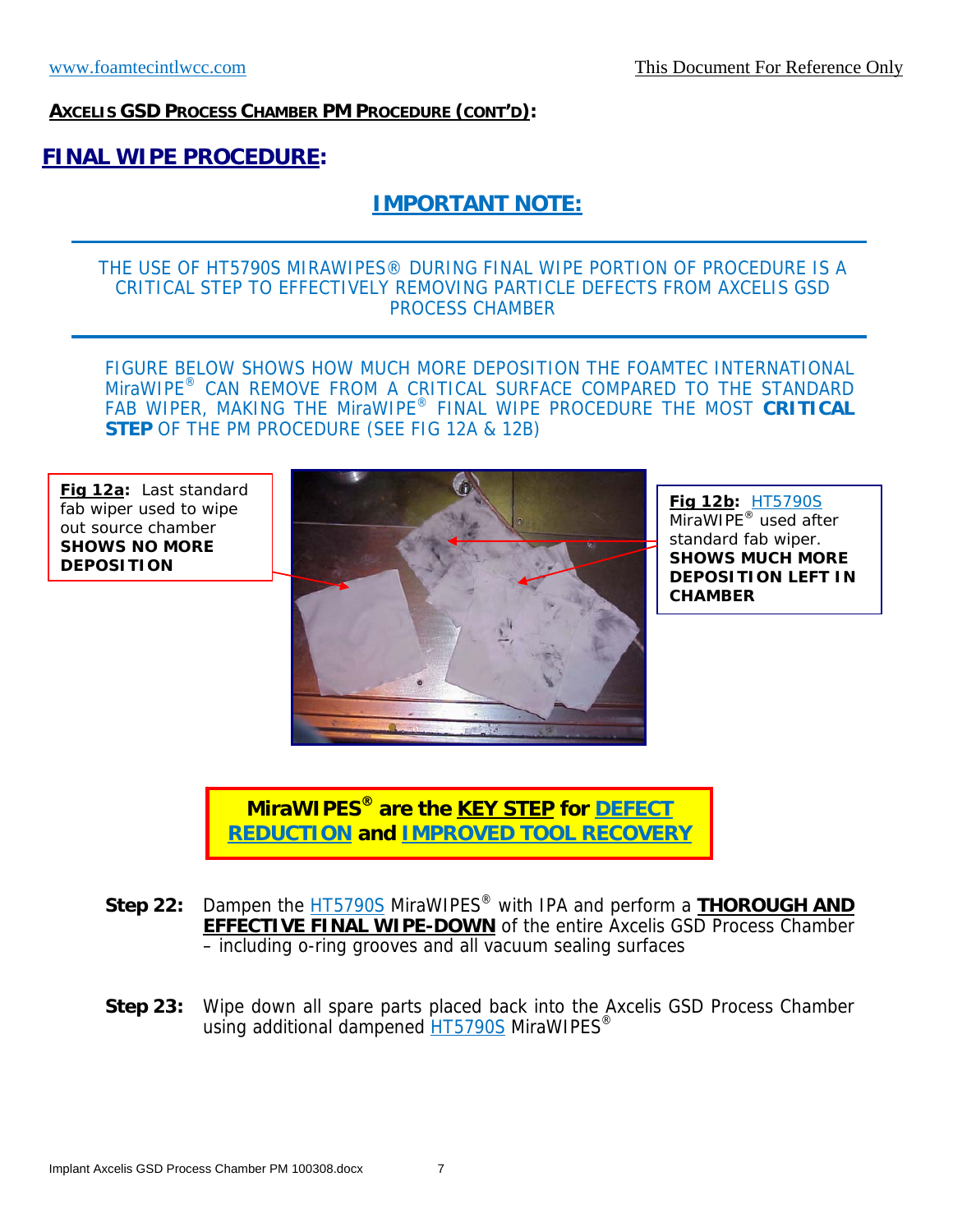**AXCELIS GSD PROCESS CHAMBER PM PROCEDURE (CONT'D):**

## FINAL WIPE PROCEDURE:

### IMPORTANT NOTE:

THE USE OF HT5790S MIRAWIPES® DURING FINAL WIPE PORTION OF PROCEDURE IS A CRITICAL STEP TO EFFECTIVELY REMOVING PARTICLE DEFECTS FROM AXCELIS GSD PROCESS CHAMBER

FIGURE BELOW SHOWS HOW MUCH MORE DEPOSITION THE FOAMTEC INTERNATIONAL MiraWIPE® CAN REMOVE FROM A CRITICAL SURFACE COMPARED TO THE STANDARD FAB WIPER, MAKING THE MiraWIPE® FINAL WIPE PROCEDURE THE MOST **CRITICAL STEP** OF THE PM PROCEDURE (SEE FIG 12A & 12B)

**Fig 12a:** Last standard fab wiper used to wipe out source chamber **SHOWS NO MORE DEPOSITION**

**Fig 12b:** HT5790S MiraWIPE® used after standard fab wiper. **SHOWS MUCH MORE DEPOSITION LEFT IN CHAMBER**

**MiraWIPES® are the KEY STEP for DEFECT REDUCTION and IMPROVED TOOL RECOVERY**

**Step 22:** Dampen the HT5790S MiraWIPES® with IPA and perform a **THOROUGH AND EFFECTIVE FINAL WIPE-DOWN** of the entire Axcelis GSD Process Chamber – including o-ring grooves and all vacuum sealing surfaces

**Step 23:** Wipe down all spare parts placed back into the Axcelis GSD Process Chamber using additional dampened HT5790S MiraWIPES®